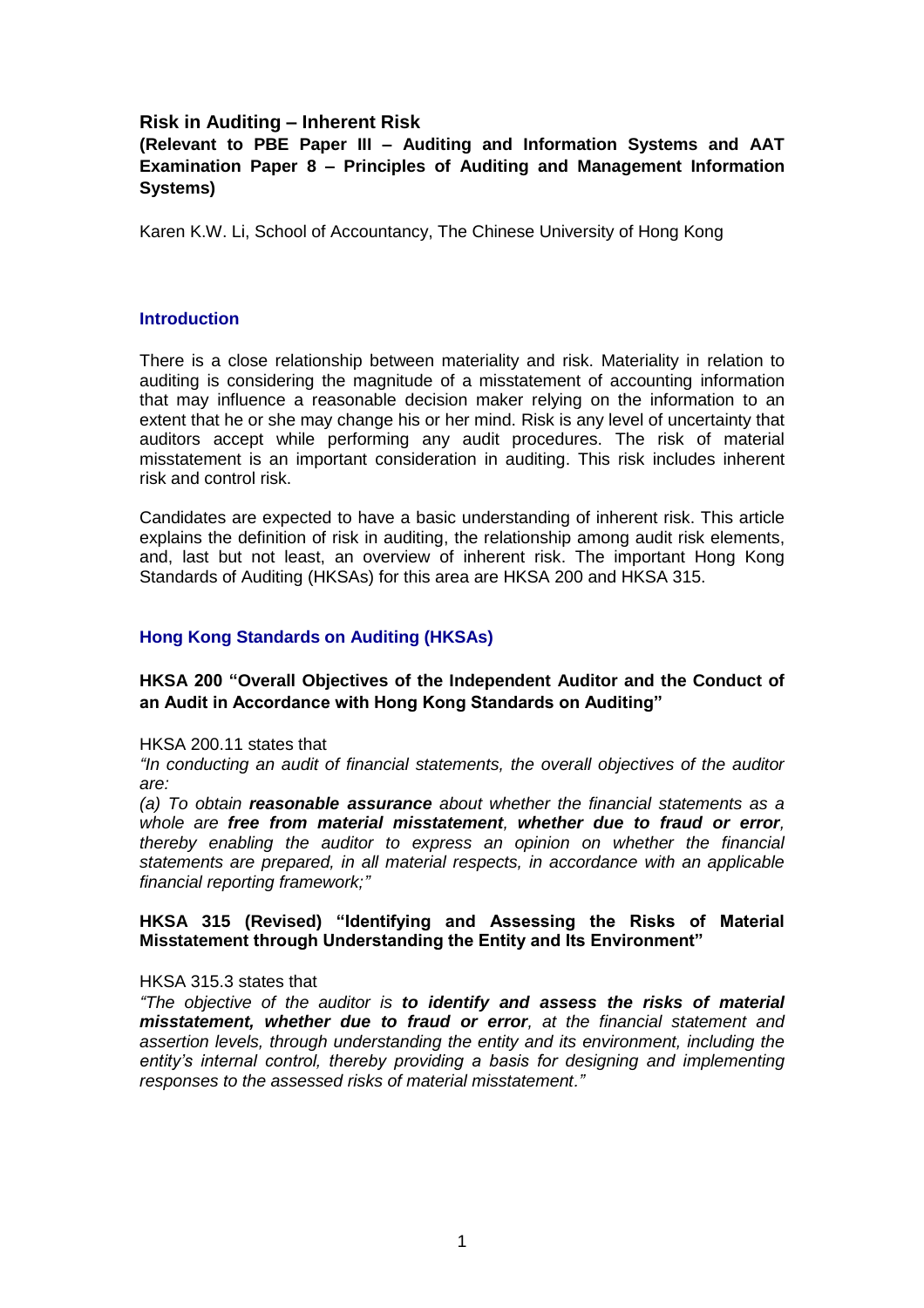# Risk in Auditing – Inherent Risk

**(Relevant to PBE Paper III – Auditing and Information Systems and AAT Examination Paper 8 – Principles of Auditing and Management Information Systems)**

Karen K.W. Li, School of Accountancy, The Chinese University of Hong Kong

## Introduction

There is a close relationship between materiality and risk. Materiality in relation to auditing is considering the magnitude of a misstatement of accounting information that may influence a reasonable decision maker relying on the information to an extent that he or she may change his or her mind. Risk is any level of uncertainty that auditors accept while performing any audit procedures. The risk of material misstatement is an important consideration in auditing. This risk includes inherent risk and control risk.

Candidates are expected to have a basic understanding of inherent risk. This article explains the definition of risk in auditing, the relationship among audit risk elements, and, last but not least, an overview of inherent risk. The important Hong Kong Standards of Auditing (HKSAs) for this area are HKSA 200 and HKSA 315.

## Hong Kong Standards on Auditing (HKSAs)

### HKSA 200 "Overall Objectives of the Independent Auditor and the Conduct of an Audit in Accordance with Hong Kong Standards on Auditing"

HKSA 200.11 states that

*"In conducting an audit of financial statements, the overall objectives of the auditor are:*

*(a) To obtain **reasonable assurance** about whether the financial statements as a whole are **free from material misstatement**, **whether due to fraud or error**, thereby enabling the auditor to express an opinion on whether the financial statements are prepared, in all material respects, in accordance with an applicable financial reporting framework;"*

### HKSA 315 (Revised) "Identifying and Assessing the Risks of Material Misstatement through Understanding the Entity and Its Environment"

HKSA 315.3 states that

*"The objective of the auditor is **to identify and assess the risks of material misstatement, whether due to fraud or error**, at the financial statement and assertion levels, through understanding the entity and its environment, including the entity's internal control, thereby providing a basis for designing and implementing responses to the assessed risks of material misstatement."*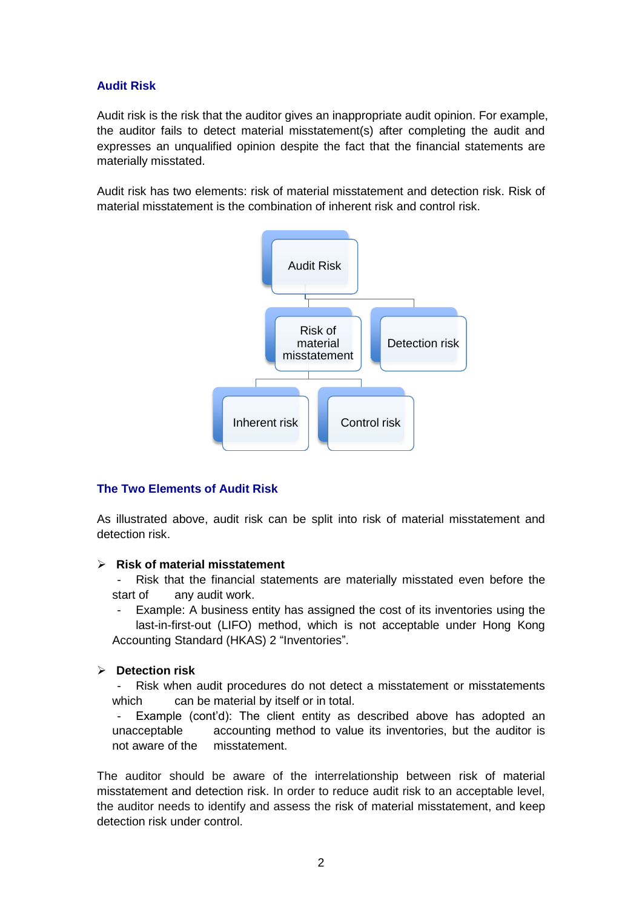## Audit Risk

Audit risk is the risk that the auditor gives an inappropriate audit opinion. For example, the auditor fails to detect material misstatement(s) after completing the audit and expresses an unqualified opinion despite the fact that the financial statements are materially misstated.

Audit risk has two elements: risk of material misstatement and detection risk. Risk of material misstatement is the combination of inherent risk and control risk.

- Audit Risk
  - Risk of material misstatement
    - Inherent risk
    - Control risk
  - Detection risk

## The Two Elements of Audit Risk

As illustrated above, audit risk can be split into risk of material misstatement and detection risk.

- **Risk of material misstatement**
  - Risk that the financial statements are materially misstated even before the start of any audit work.
  - Example: A business entity has assigned the cost of its inventories using the last-in-first-out (LIFO) method, which is not acceptable under Hong Kong Accounting Standard (HKAS) 2 "Inventories".

- **Detection risk**
  - Risk when audit procedures do not detect a misstatement or misstatements which can be material by itself or in total.
  - Example (cont'd): The client entity as described above has adopted an unacceptable accounting method to value its inventories, but the auditor is not aware of the misstatement.

The auditor should be aware of the interrelationship between risk of material misstatement and detection risk. In order to reduce audit risk to an acceptable level, the auditor needs to identify and assess the risk of material misstatement, and keep detection risk under control.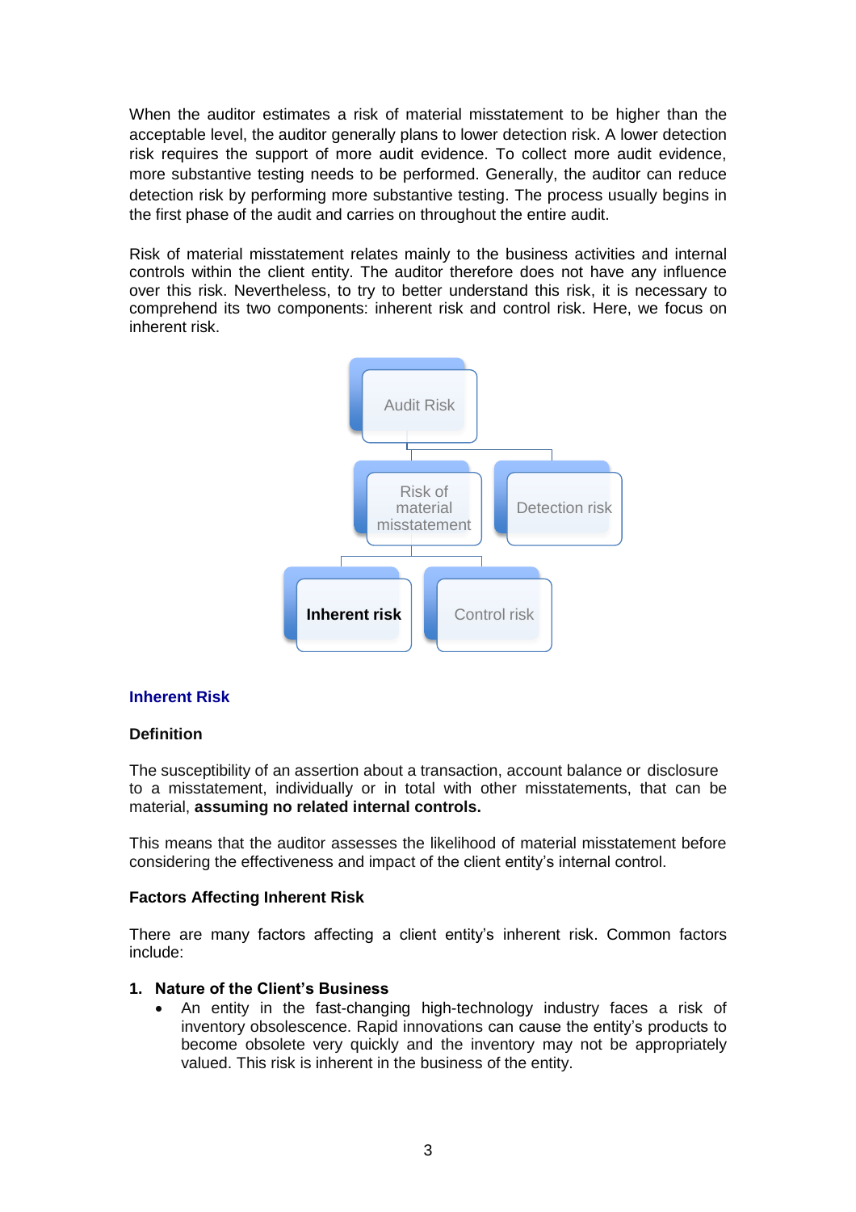When the auditor estimates a risk of material misstatement to be higher than the acceptable level, the auditor generally plans to lower detection risk. A lower detection risk requires the support of more audit evidence. To collect more audit evidence, more substantive testing needs to be performed. Generally, the auditor can reduce detection risk by performing more substantive testing. The process usually begins in the first phase of the audit and carries on throughout the entire audit.

Risk of material misstatement relates mainly to the business activities and internal controls within the client entity. The auditor therefore does not have any influence over this risk. Nevertheless, to try to better understand this risk, it is necessary to comprehend its two components: inherent risk and control risk. Here, we focus on inherent risk.

- Audit Risk
  - Risk of material misstatement
    - **Inherent risk**
    - Control risk
  - Detection risk

## Inherent Risk

### Definition

The susceptibility of an assertion about a transaction, account balance or disclosure to a misstatement, individually or in total with other misstatements, that can be material, **assuming no related internal controls.**

This means that the auditor assesses the likelihood of material misstatement before considering the effectiveness and impact of the client entity's internal control.

### Factors Affecting Inherent Risk

There are many factors affecting a client entity's inherent risk. Common factors include:

1. **Nature of the Client's Business**
   - An entity in the fast-changing high-technology industry faces a risk of inventory obsolescence. Rapid innovations can cause the entity's products to become obsolete very quickly and the inventory may not be appropriately valued. This risk is inherent in the business of the entity.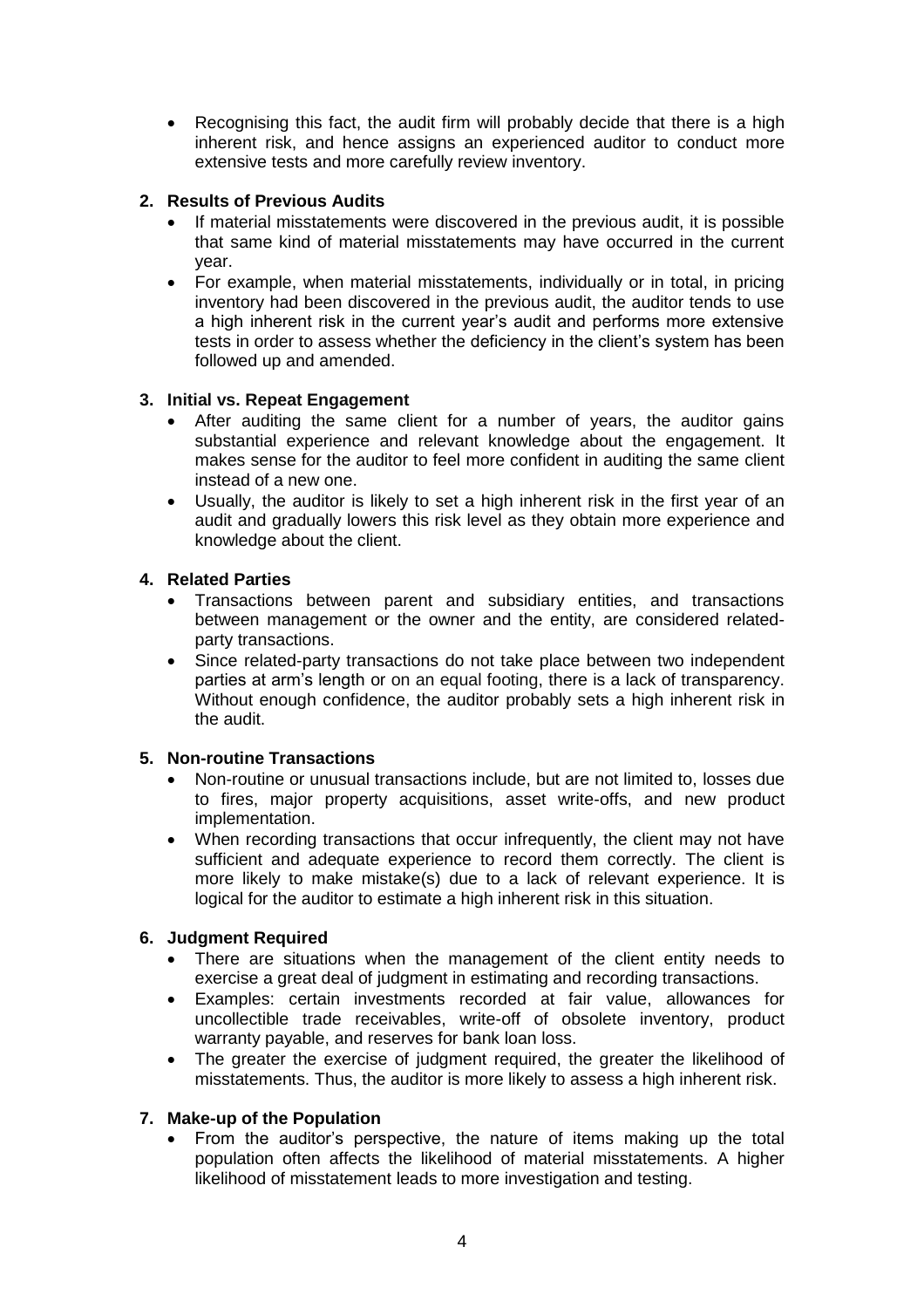- Recognising this fact, the audit firm will probably decide that there is a high inherent risk, and hence assigns an experienced auditor to conduct more extensive tests and more carefully review inventory.

**2. Results of Previous Audits**

- If material misstatements were discovered in the previous audit, it is possible that same kind of material misstatements may have occurred in the current year.
- For example, when material misstatements, individually or in total, in pricing inventory had been discovered in the previous audit, the auditor tends to use a high inherent risk in the current year's audit and performs more extensive tests in order to assess whether the deficiency in the client's system has been followed up and amended.

**3. Initial vs. Repeat Engagement**

- After auditing the same client for a number of years, the auditor gains substantial experience and relevant knowledge about the engagement. It makes sense for the auditor to feel more confident in auditing the same client instead of a new one.
- Usually, the auditor is likely to set a high inherent risk in the first year of an audit and gradually lowers this risk level as they obtain more experience and knowledge about the client.

**4. Related Parties**

- Transactions between parent and subsidiary entities, and transactions between management or the owner and the entity, are considered related-party transactions.
- Since related-party transactions do not take place between two independent parties at arm's length or on an equal footing, there is a lack of transparency. Without enough confidence, the auditor probably sets a high inherent risk in the audit.

**5. Non-routine Transactions**

- Non-routine or unusual transactions include, but are not limited to, losses due to fires, major property acquisitions, asset write-offs, and new product implementation.
- When recording transactions that occur infrequently, the client may not have sufficient and adequate experience to record them correctly. The client is more likely to make mistake(s) due to a lack of relevant experience. It is logical for the auditor to estimate a high inherent risk in this situation.

**6. Judgment Required**

- There are situations when the management of the client entity needs to exercise a great deal of judgment in estimating and recording transactions.
- Examples: certain investments recorded at fair value, allowances for uncollectible trade receivables, write-off of obsolete inventory, product warranty payable, and reserves for bank loan loss.
- The greater the exercise of judgment required, the greater the likelihood of misstatements. Thus, the auditor is more likely to assess a high inherent risk.

**7. Make-up of the Population**

- From the auditor's perspective, the nature of items making up the total population often affects the likelihood of material misstatements. A higher likelihood of misstatement leads to more investigation and testing.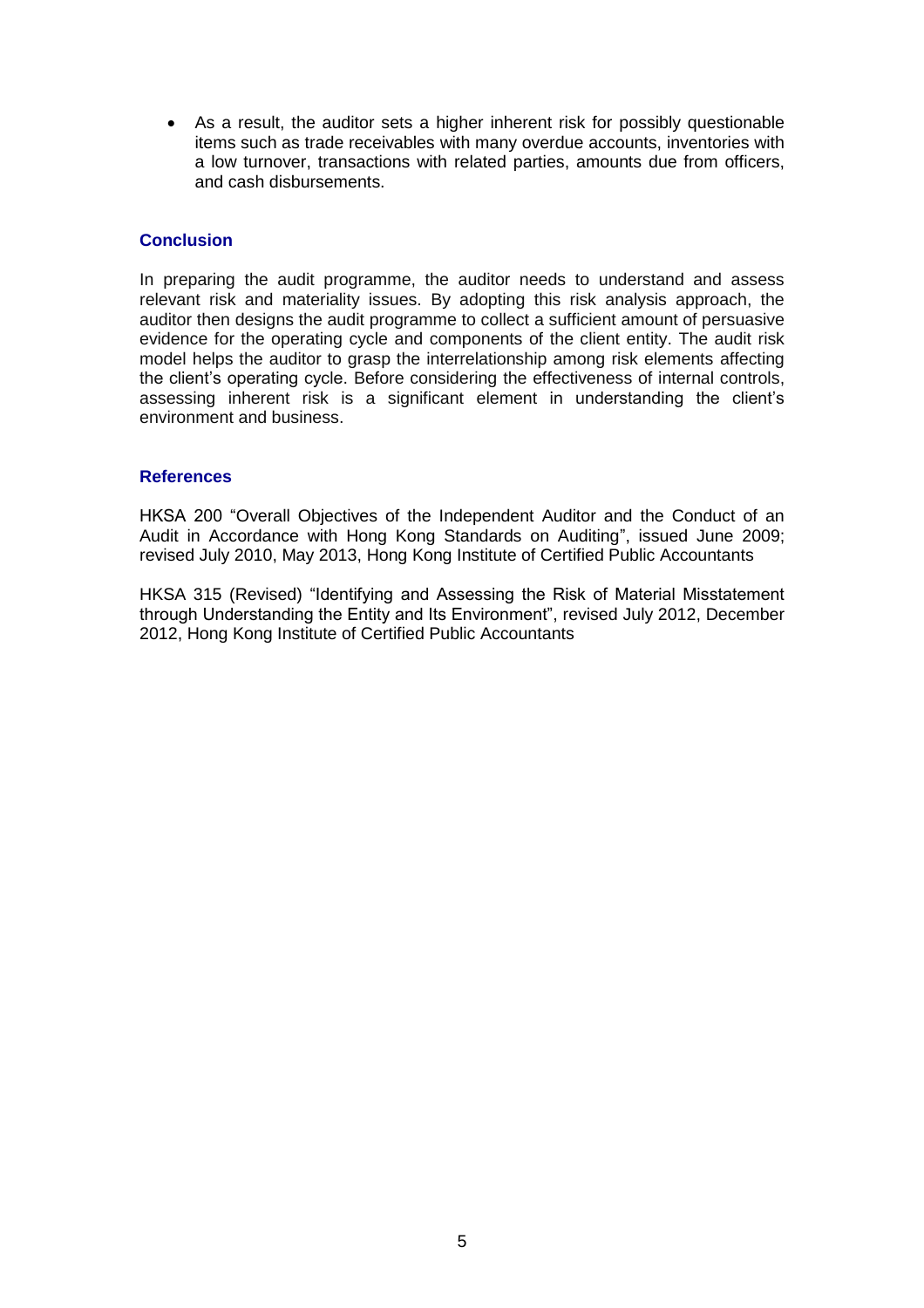- As a result, the auditor sets a higher inherent risk for possibly questionable items such as trade receivables with many overdue accounts, inventories with a low turnover, transactions with related parties, amounts due from officers, and cash disbursements.

## Conclusion

In preparing the audit programme, the auditor needs to understand and assess relevant risk and materiality issues. By adopting this risk analysis approach, the auditor then designs the audit programme to collect a sufficient amount of persuasive evidence for the operating cycle and components of the client entity. The audit risk model helps the auditor to grasp the interrelationship among risk elements affecting the client's operating cycle. Before considering the effectiveness of internal controls, assessing inherent risk is a significant element in understanding the client's environment and business.

## References

HKSA 200 "Overall Objectives of the Independent Auditor and the Conduct of an Audit in Accordance with Hong Kong Standards on Auditing", issued June 2009; revised July 2010, May 2013, Hong Kong Institute of Certified Public Accountants

HKSA 315 (Revised) "Identifying and Assessing the Risk of Material Misstatement through Understanding the Entity and Its Environment", revised July 2012, December 2012, Hong Kong Institute of Certified Public Accountants